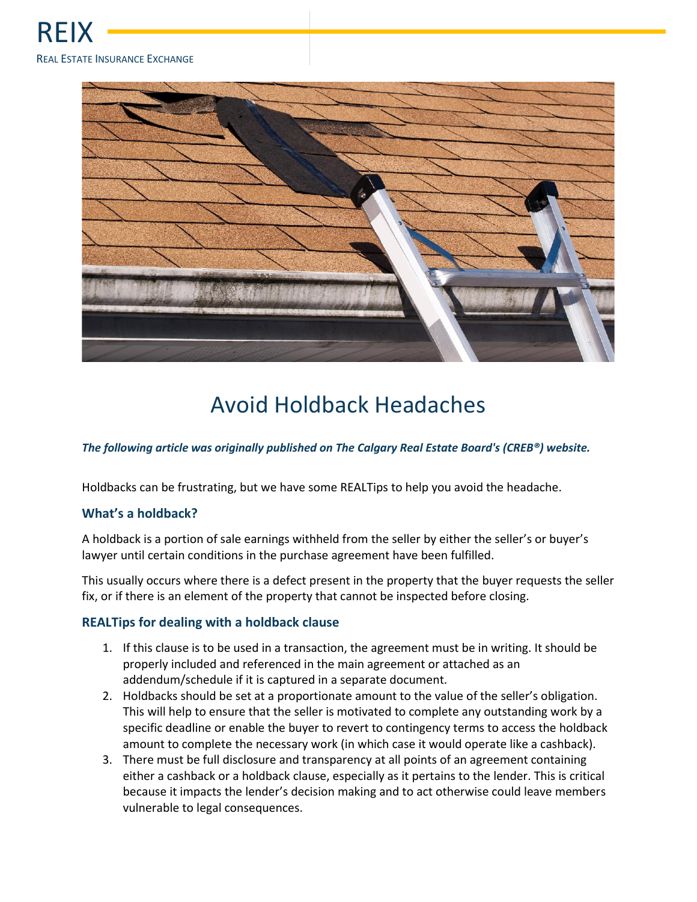REIX

REAL ESTATE INSURANCE EXCHANGE

# Avoid Holdback Headaches

***The following article was originally published on The Calgary Real Estate Board's (CREB®) website.***

Holdbacks can be frustrating, but we have some REALTips to help you avoid the headache.

### What's a holdback?

A holdback is a portion of sale earnings withheld from the seller by either the seller's or buyer's lawyer until certain conditions in the purchase agreement have been fulfilled.

This usually occurs where there is a defect present in the property that the buyer requests the seller fix, or if there is an element of the property that cannot be inspected before closing.

### REALTips for dealing with a holdback clause

1. If this clause is to be used in a transaction, the agreement must be in writing. It should be properly included and referenced in the main agreement or attached as an addendum/schedule if it is captured in a separate document.
2. Holdbacks should be set at a proportionate amount to the value of the seller's obligation. This will help to ensure that the seller is motivated to complete any outstanding work by a specific deadline or enable the buyer to revert to contingency terms to access the holdback amount to complete the necessary work (in which case it would operate like a cashback).
3. There must be full disclosure and transparency at all points of an agreement containing either a cashback or a holdback clause, especially as it pertains to the lender. This is critical because it impacts the lender's decision making and to act otherwise could leave members vulnerable to legal consequences.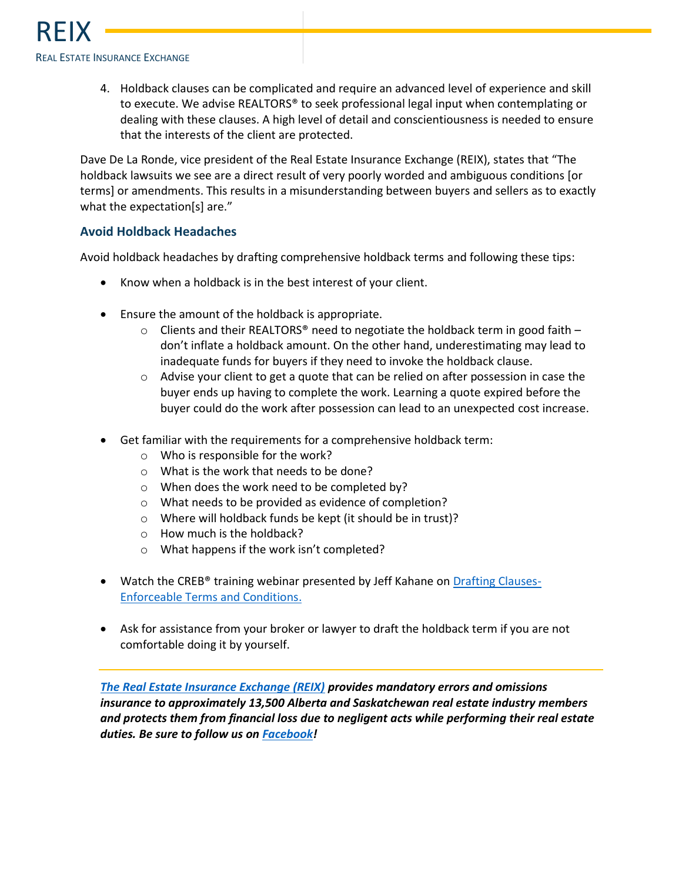4. Holdback clauses can be complicated and require an advanced level of experience and skill to execute. We advise REALTORS® to seek professional legal input when contemplating or dealing with these clauses. A high level of detail and conscientiousness is needed to ensure that the interests of the client are protected.

Dave De La Ronde, vice president of the Real Estate Insurance Exchange (REIX), states that "The holdback lawsuits we see are a direct result of very poorly worded and ambiguous conditions [or terms] or amendments. This results in a misunderstanding between buyers and sellers as to exactly what the expectation[s] are."

### Avoid Holdback Headaches

Avoid holdback headaches by drafting comprehensive holdback terms and following these tips:

- Know when a holdback is in the best interest of your client.
- Ensure the amount of the holdback is appropriate.
  - Clients and their REALTORS® need to negotiate the holdback term in good faith – don't inflate a holdback amount. On the other hand, underestimating may lead to inadequate funds for buyers if they need to invoke the holdback clause.
  - Advise your client to get a quote that can be relied on after possession in case the buyer ends up having to complete the work. Learning a quote expired before the buyer could do the work after possession can lead to an unexpected cost increase.
- Get familiar with the requirements for a comprehensive holdback term:
  - Who is responsible for the work?
  - What is the work that needs to be done?
  - When does the work need to be completed by?
  - What needs to be provided as evidence of completion?
  - Where will holdback funds be kept (it should be in trust)?
  - How much is the holdback?
  - What happens if the work isn't completed?
- Watch the CREB® training webinar presented by Jeff Kahane on Drafting Clauses-Enforceable Terms and Conditions.
- Ask for assistance from your broker or lawyer to draft the holdback term if you are not comfortable doing it by yourself.

---

***The Real Estate Insurance Exchange (REIX) provides mandatory errors and omissions insurance to approximately 13,500 Alberta and Saskatchewan real estate industry members and protects them from financial loss due to negligent acts while performing their real estate duties. Be sure to follow us on Facebook!***